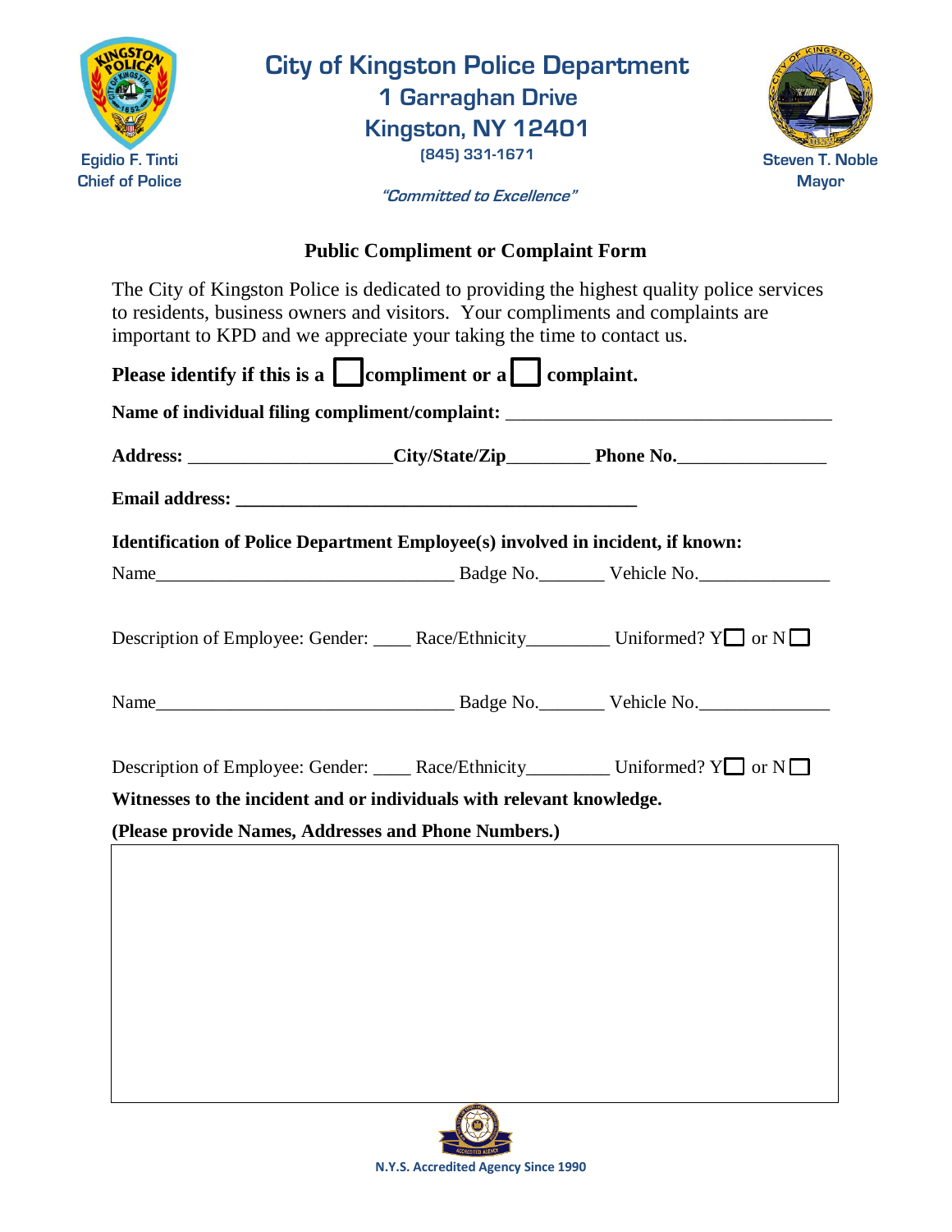Egidio F. Tinti
Chief of Police

# City of Kingston Police Department

**1 Garraghan Drive**
**Kingston, NY 12401**
(845) 331-1671

*"Committed to Excellence"*

Steven T. Noble
Mayor

## Public Compliment or Complaint Form

The City of Kingston Police is dedicated to providing the highest quality police services to residents, business owners and visitors. Your compliments and complaints are important to KPD and we appreciate your taking the time to contact us.

**Please identify if this is a ☐ compliment or a ☐ complaint.**

**Name of individual filing compliment/complaint:** ___________________________________

**Address:** _____________________**City/State/Zip**_________ **Phone No.**________________

**Email address:** ____________________________________________

**Identification of Police Department Employee(s) involved in incident, if known:**

Name________________________________ Badge No._______ Vehicle No.______________

Description of Employee: Gender: ____ Race/Ethnicity_________ Uniformed? Y☐ or N☐

Name________________________________ Badge No._______ Vehicle No.______________

Description of Employee: Gender: ____ Race/Ethnicity_________ Uniformed? Y☐ or N☐

**Witnesses to the incident and or individuals with relevant knowledge.**

**(Please provide Names, Addresses and Phone Numbers.)**

| |
|---|
| |

N.Y.S. Accredited Agency Since 1990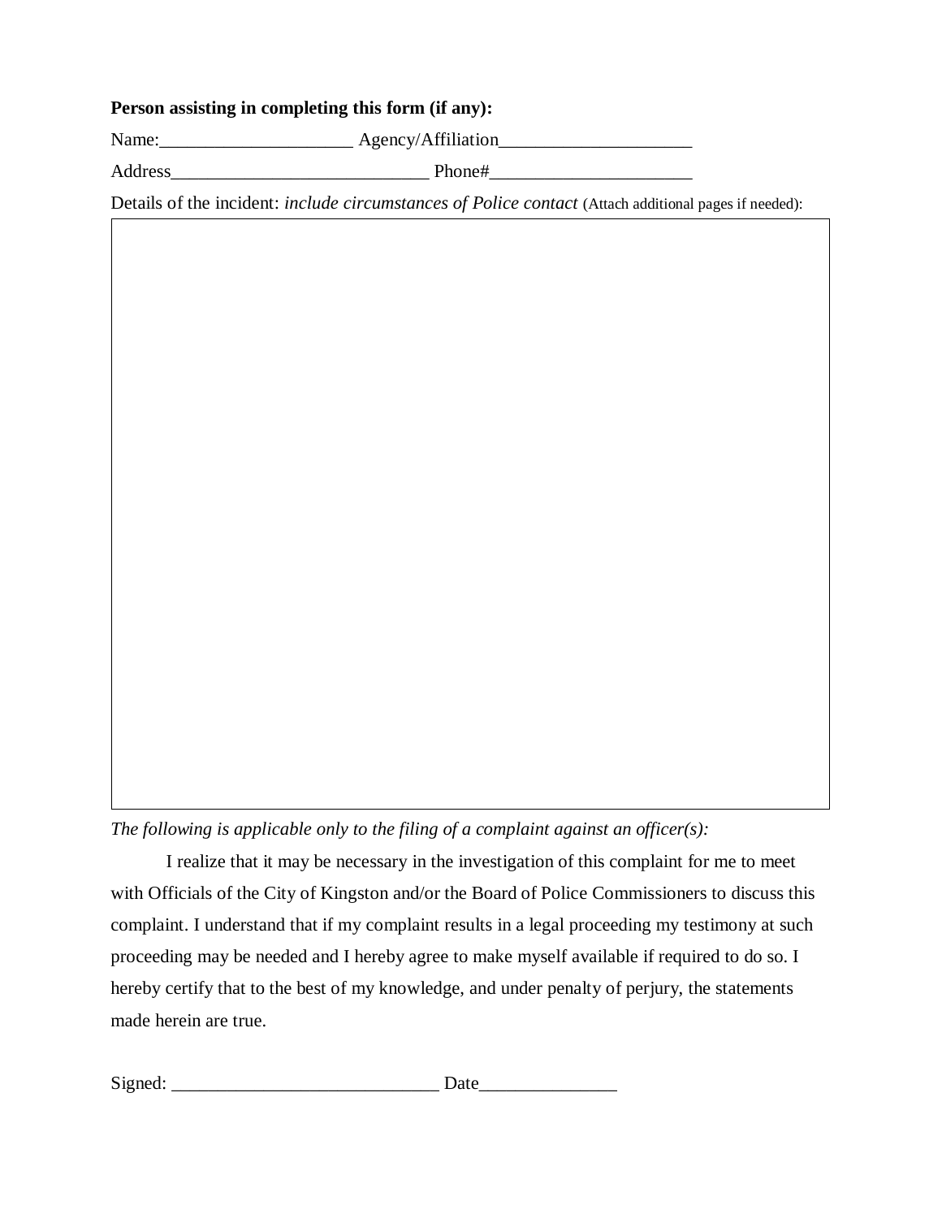**Person assisting in completing this form (if any):**

Name:_____________________ Agency/Affiliation_____________________

Address____________________________ Phone#______________________

Details of the incident: *include circumstances of Police contact* (Attach additional pages if needed):

*The following is applicable only to the filing of a complaint against an officer(s):*

I realize that it may be necessary in the investigation of this complaint for me to meet with Officials of the City of Kingston and/or the Board of Police Commissioners to discuss this complaint. I understand that if my complaint results in a legal proceeding my testimony at such proceeding may be needed and I hereby agree to make myself available if required to do so. I hereby certify that to the best of my knowledge, and under penalty of perjury, the statements made herein are true.

Signed: _____________________________ Date_______________